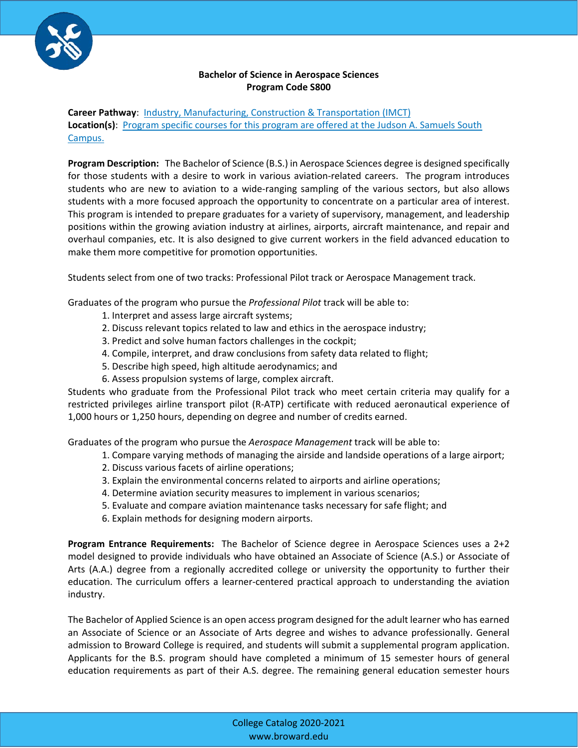# Bachelor of Science in Aerospace Sciences
## Program Code S800

**Career Pathway**: Industry, Manufacturing, Construction & Transportation (IMCT)
**Location(s)**: Program specific courses for this program are offered at the Judson A. Samuels South Campus.

**Program Description:** The Bachelor of Science (B.S.) in Aerospace Sciences degree is designed specifically for those students with a desire to work in various aviation-related careers. The program introduces students who are new to aviation to a wide-ranging sampling of the various sectors, but also allows students with a more focused approach the opportunity to concentrate on a particular area of interest. This program is intended to prepare graduates for a variety of supervisory, management, and leadership positions within the growing aviation industry at airlines, airports, aircraft maintenance, and repair and overhaul companies, etc. It is also designed to give current workers in the field advanced education to make them more competitive for promotion opportunities.

Students select from one of two tracks: Professional Pilot track or Aerospace Management track.

Graduates of the program who pursue the *Professional Pilot* track will be able to:

1. Interpret and assess large aircraft systems;
2. Discuss relevant topics related to law and ethics in the aerospace industry;
3. Predict and solve human factors challenges in the cockpit;
4. Compile, interpret, and draw conclusions from safety data related to flight;
5. Describe high speed, high altitude aerodynamics; and
6. Assess propulsion systems of large, complex aircraft.

Students who graduate from the Professional Pilot track who meet certain criteria may qualify for a restricted privileges airline transport pilot (R-ATP) certificate with reduced aeronautical experience of 1,000 hours or 1,250 hours, depending on degree and number of credits earned.

Graduates of the program who pursue the *Aerospace Management* track will be able to:

1. Compare varying methods of managing the airside and landside operations of a large airport;
2. Discuss various facets of airline operations;
3. Explain the environmental concerns related to airports and airline operations;
4. Determine aviation security measures to implement in various scenarios;
5. Evaluate and compare aviation maintenance tasks necessary for safe flight; and
6. Explain methods for designing modern airports.

**Program Entrance Requirements:** The Bachelor of Science degree in Aerospace Sciences uses a 2+2 model designed to provide individuals who have obtained an Associate of Science (A.S.) or Associate of Arts (A.A.) degree from a regionally accredited college or university the opportunity to further their education. The curriculum offers a learner-centered practical approach to understanding the aviation industry.

The Bachelor of Applied Science is an open access program designed for the adult learner who has earned an Associate of Science or an Associate of Arts degree and wishes to advance professionally. General admission to Broward College is required, and students will submit a supplemental program application. Applicants for the B.S. program should have completed a minimum of 15 semester hours of general education requirements as part of their A.S. degree. The remaining general education semester hours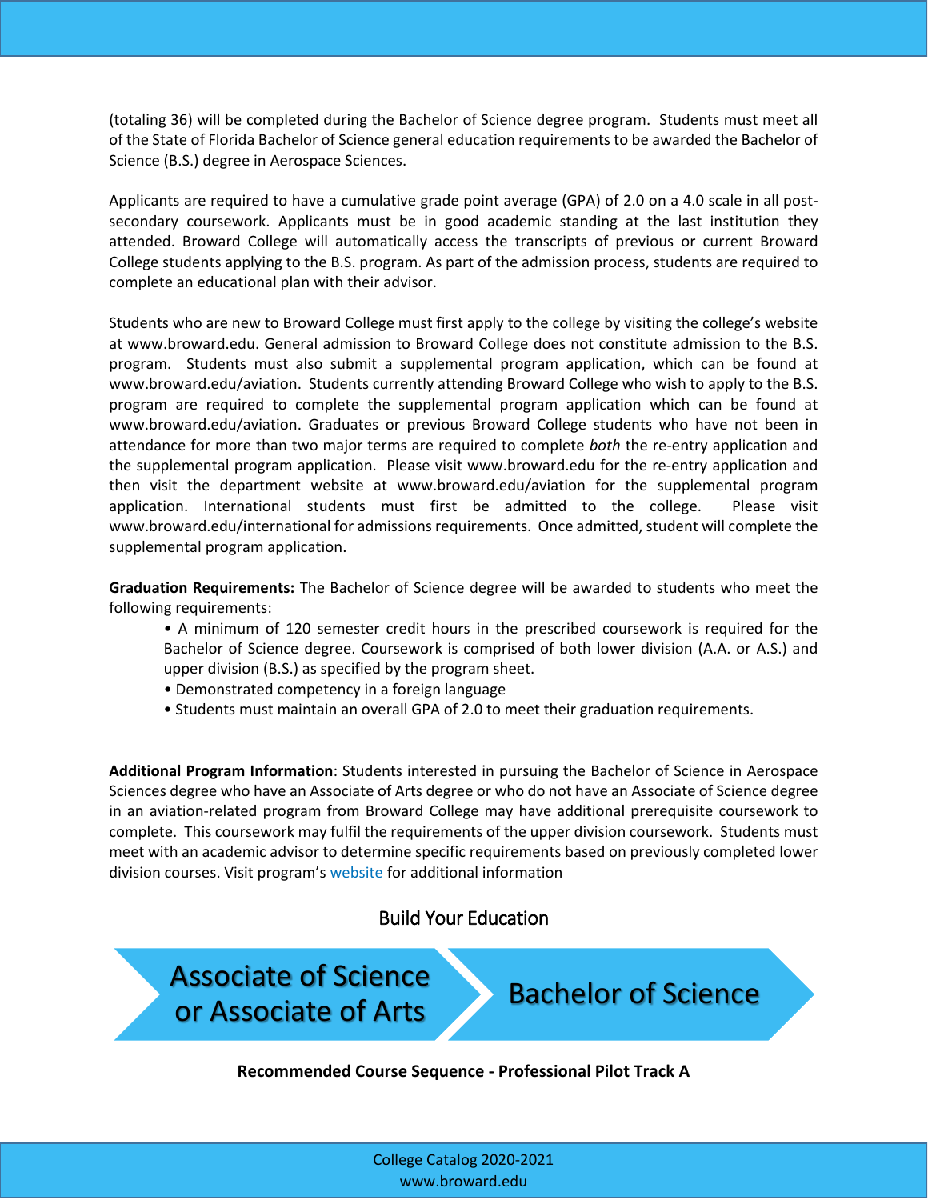(totaling 36) will be completed during the Bachelor of Science degree program. Students must meet all of the State of Florida Bachelor of Science general education requirements to be awarded the Bachelor of Science (B.S.) degree in Aerospace Sciences.

Applicants are required to have a cumulative grade point average (GPA) of 2.0 on a 4.0 scale in all post-secondary coursework. Applicants must be in good academic standing at the last institution they attended. Broward College will automatically access the transcripts of previous or current Broward College students applying to the B.S. program. As part of the admission process, students are required to complete an educational plan with their advisor.

Students who are new to Broward College must first apply to the college by visiting the college's website at www.broward.edu. General admission to Broward College does not constitute admission to the B.S. program. Students must also submit a supplemental program application, which can be found at www.broward.edu/aviation. Students currently attending Broward College who wish to apply to the B.S. program are required to complete the supplemental program application which can be found at www.broward.edu/aviation. Graduates or previous Broward College students who have not been in attendance for more than two major terms are required to complete *both* the re-entry application and the supplemental program application. Please visit www.broward.edu for the re-entry application and then visit the department website at www.broward.edu/aviation for the supplemental program application. International students must first be admitted to the college. Please visit www.broward.edu/international for admissions requirements. Once admitted, student will complete the supplemental program application.

**Graduation Requirements:** The Bachelor of Science degree will be awarded to students who meet the following requirements:

- A minimum of 120 semester credit hours in the prescribed coursework is required for the Bachelor of Science degree. Coursework is comprised of both lower division (A.A. or A.S.) and upper division (B.S.) as specified by the program sheet.
- Demonstrated competency in a foreign language
- Students must maintain an overall GPA of 2.0 to meet their graduation requirements.

**Additional Program Information**: Students interested in pursuing the Bachelor of Science in Aerospace Sciences degree who have an Associate of Arts degree or who do not have an Associate of Science degree in an aviation-related program from Broward College may have additional prerequisite coursework to complete. This coursework may fulfil the requirements of the upper division coursework. Students must meet with an academic advisor to determine specific requirements based on previously completed lower division courses. Visit program's website for additional information

## Build Your Education

Associate of Science or Associate of Arts → Bachelor of Science

**Recommended Course Sequence - Professional Pilot Track A**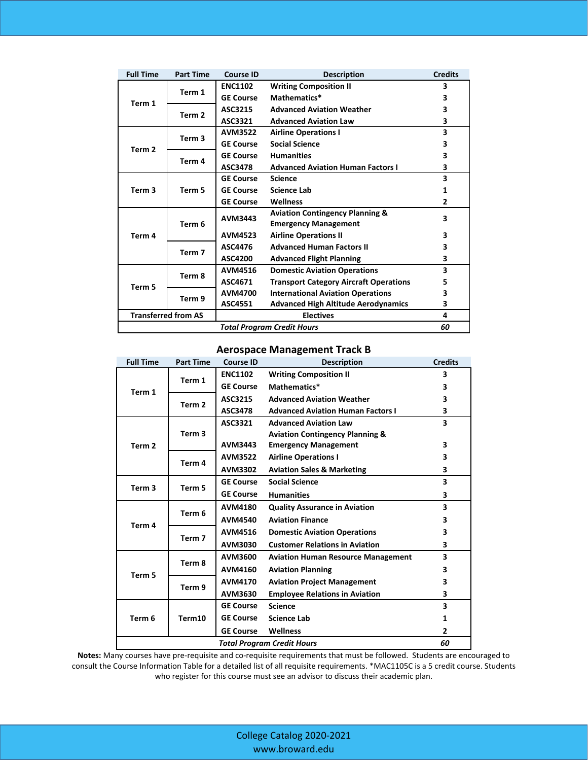| Full Time | Part Time | Course ID | Description | Credits |
|---|---|---|---|---|
| Term 1 | Term 1 | ENC1102 | Writing Composition II | 3 |
| | | GE Course | Mathematics* | 3 |
| | Term 2 | ASC3215 | Advanced Aviation Weather | 3 |
| | | ASC3321 | Advanced Aviation Law | 3 |
| Term 2 | Term 3 | AVM3522 | Airline Operations I | 3 |
| | | GE Course | Social Science | 3 |
| | Term 4 | GE Course | Humanities | 3 |
| | | ASC3478 | Advanced Aviation Human Factors I | 3 |
| Term 3 | Term 5 | GE Course | Science | 3 |
| | | GE Course | Science Lab | 1 |
| | | GE Course | Wellness | 2 |
| Term 4 | Term 6 | AVM3443 | Aviation Contingency Planning & Emergency Management | 3 |
| | | AVM4523 | Airline Operations II | 3 |
| | Term 7 | ASC4476 | Advanced Human Factors II | 3 |
| | | ASC4200 | Advanced Flight Planning | 3 |
| Term 5 | Term 8 | AVM4516 | Domestic Aviation Operations | 3 |
| | | ASC4671 | Transport Category Aircraft Operations | 5 |
| | Term 9 | AVM4700 | International Aviation Operations | 3 |
| | | ASC4551 | Advanced High Altitude Aerodynamics | 3 |
| Transferred from AS | | | Electives | 4 |
| | | | ***Total Program Credit Hours*** | ***60*** |

## Aerospace Management Track B

| Full Time | Part Time | Course ID | Description | Credits |
|---|---|---|---|---|
| Term 1 | Term 1 | ENC1102 | Writing Composition II | 3 |
| | | GE Course | Mathematics* | 3 |
| | Term 2 | ASC3215 | Advanced Aviation Weather | 3 |
| | | ASC3478 | Advanced Aviation Human Factors I | 3 |
| Term 2 | Term 3 | ASC3321 | Advanced Aviation Law | 3 |
| | | AVM3443 | Aviation Contingency Planning & Emergency Management | 3 |
| | Term 4 | AVM3522 | Airline Operations I | 3 |
| | | AVM3302 | Aviation Sales & Marketing | 3 |
| Term 3 | Term 5 | GE Course | Social Science | 3 |
| | | GE Course | Humanities | 3 |
| Term 4 | Term 6 | AVM4180 | Quality Assurance in Aviation | 3 |
| | | AVM4540 | Aviation Finance | 3 |
| | Term 7 | AVM4516 | Domestic Aviation Operations | 3 |
| | | AVM3030 | Customer Relations in Aviation | 3 |
| Term 5 | Term 8 | AVM3600 | Aviation Human Resource Management | 3 |
| | | AVM4160 | Aviation Planning | 3 |
| | Term 9 | AVM4170 | Aviation Project Management | 3 |
| | | AVM3630 | Employee Relations in Aviation | 3 |
| Term 6 | Term10 | GE Course | Science | 3 |
| | | GE Course | Science Lab | 1 |
| | | GE Course | Wellness | 2 |
| | | | ***Total Program Credit Hours*** | ***60*** |

**Notes:** Many courses have pre-requisite and co-requisite requirements that must be followed. Students are encouraged to consult the Course Information Table for a detailed list of all requisite requirements. *MAC1105C is a 5 credit course. Students who register for this course must see an advisor to discuss their academic plan.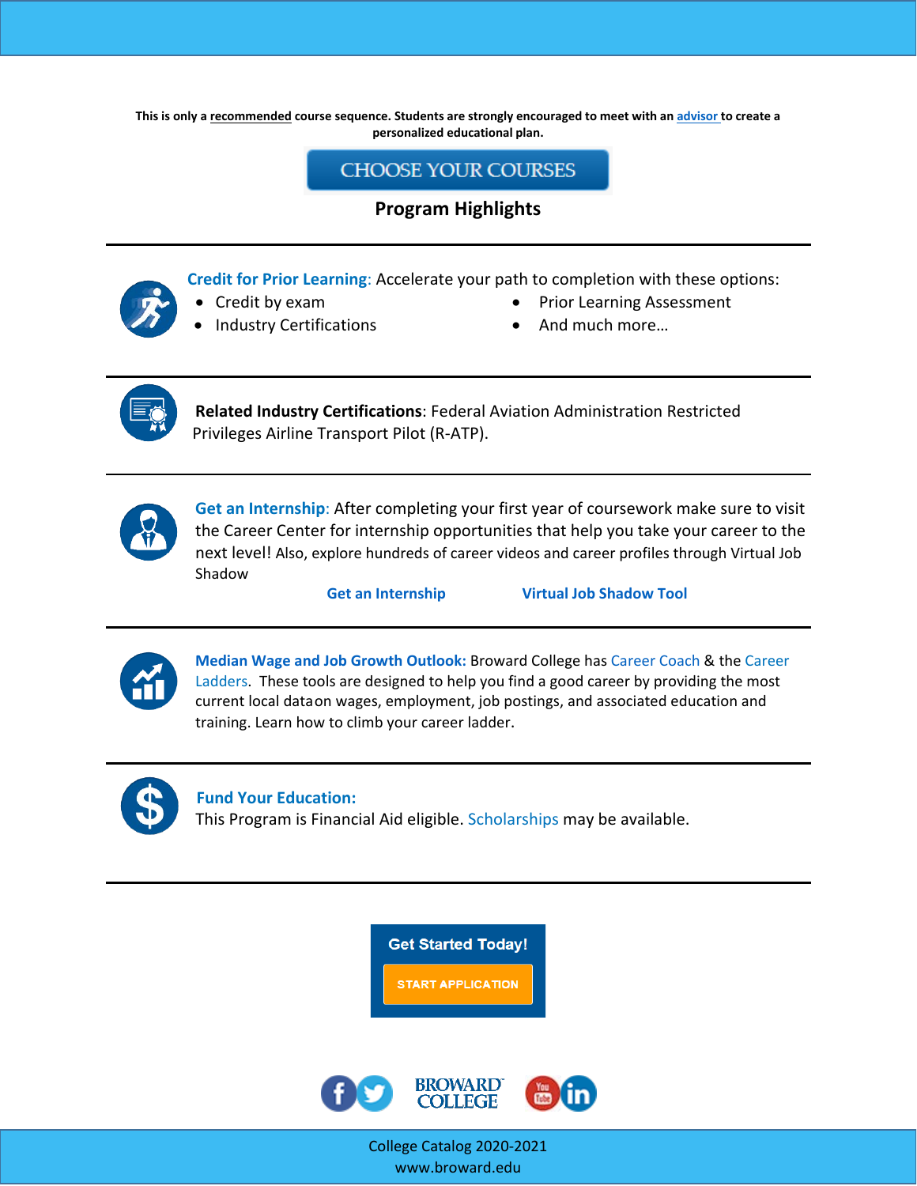This is only a recommended course sequence. Students are strongly encouraged to meet with an advisor to create a personalized educational plan.

CHOOSE YOUR COURSES

## Program Highlights

---

**Credit for Prior Learning**: Accelerate your path to completion with these options:

- Credit by exam
- Industry Certifications
- Prior Learning Assessment
- And much more…

---

**Related Industry Certifications**: Federal Aviation Administration Restricted Privileges Airline Transport Pilot (R-ATP).

---

**Get an Internship**: After completing your first year of coursework make sure to visit the Career Center for internship opportunities that help you take your career to the next level! Also, explore hundreds of career videos and career profiles through Virtual Job Shadow

Get an Internship | Virtual Job Shadow Tool

---

**Median Wage and Job Growth Outlook:** Broward College has Career Coach & the Career Ladders. These tools are designed to help you find a good career by providing the most current local data on wages, employment, job postings, and associated education and training. Learn how to climb your career ladder.

---

**Fund Your Education:**

This Program is Financial Aid eligible. Scholarships may be available.

---

**Get Started Today!**

START APPLICATION

BROWARD COLLEGE